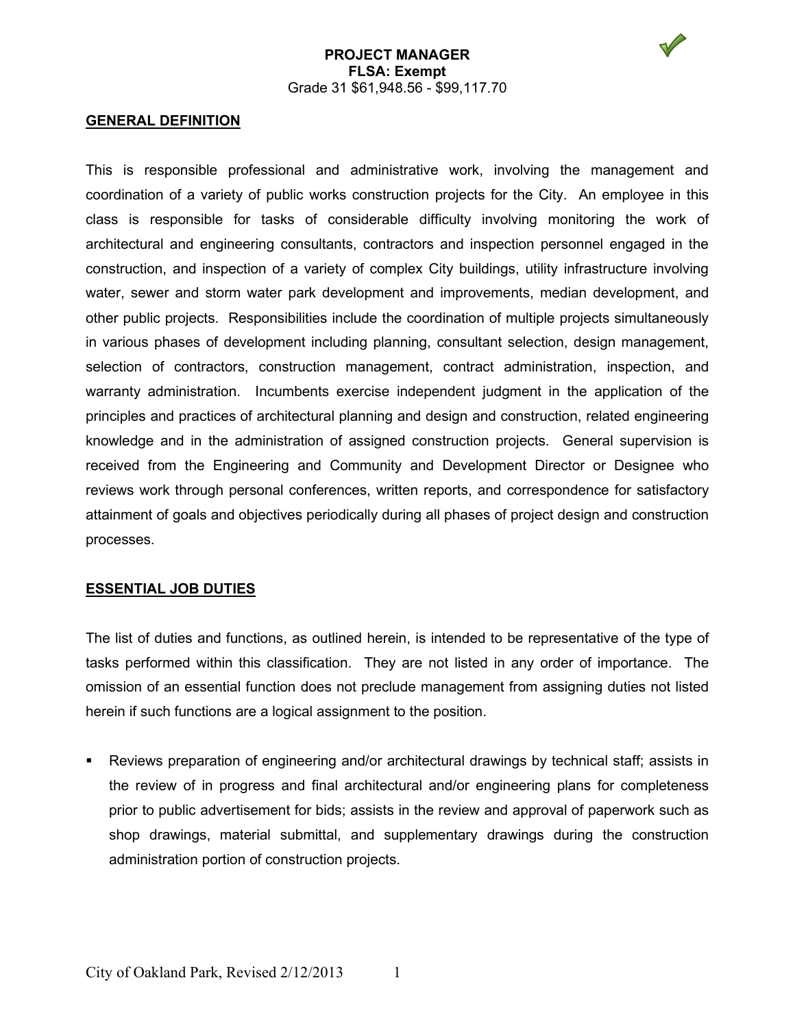**PROJECT MANAGER**
**FLSA: Exempt**
Grade 31 $61,948.56 - $99,117.70

## GENERAL DEFINITION

This is responsible professional and administrative work, involving the management and coordination of a variety of public works construction projects for the City. An employee in this class is responsible for tasks of considerable difficulty involving monitoring the work of architectural and engineering consultants, contractors and inspection personnel engaged in the construction, and inspection of a variety of complex City buildings, utility infrastructure involving water, sewer and storm water park development and improvements, median development, and other public projects. Responsibilities include the coordination of multiple projects simultaneously in various phases of development including planning, consultant selection, design management, selection of contractors, construction management, contract administration, inspection, and warranty administration. Incumbents exercise independent judgment in the application of the principles and practices of architectural planning and design and construction, related engineering knowledge and in the administration of assigned construction projects. General supervision is received from the Engineering and Community and Development Director or Designee who reviews work through personal conferences, written reports, and correspondence for satisfactory attainment of goals and objectives periodically during all phases of project design and construction processes.

## ESSENTIAL JOB DUTIES

The list of duties and functions, as outlined herein, is intended to be representative of the type of tasks performed within this classification. They are not listed in any order of importance. The omission of an essential function does not preclude management from assigning duties not listed herein if such functions are a logical assignment to the position.

- Reviews preparation of engineering and/or architectural drawings by technical staff; assists in the review of in progress and final architectural and/or engineering plans for completeness prior to public advertisement for bids; assists in the review and approval of paperwork such as shop drawings, material submittal, and supplementary drawings during the construction administration portion of construction projects.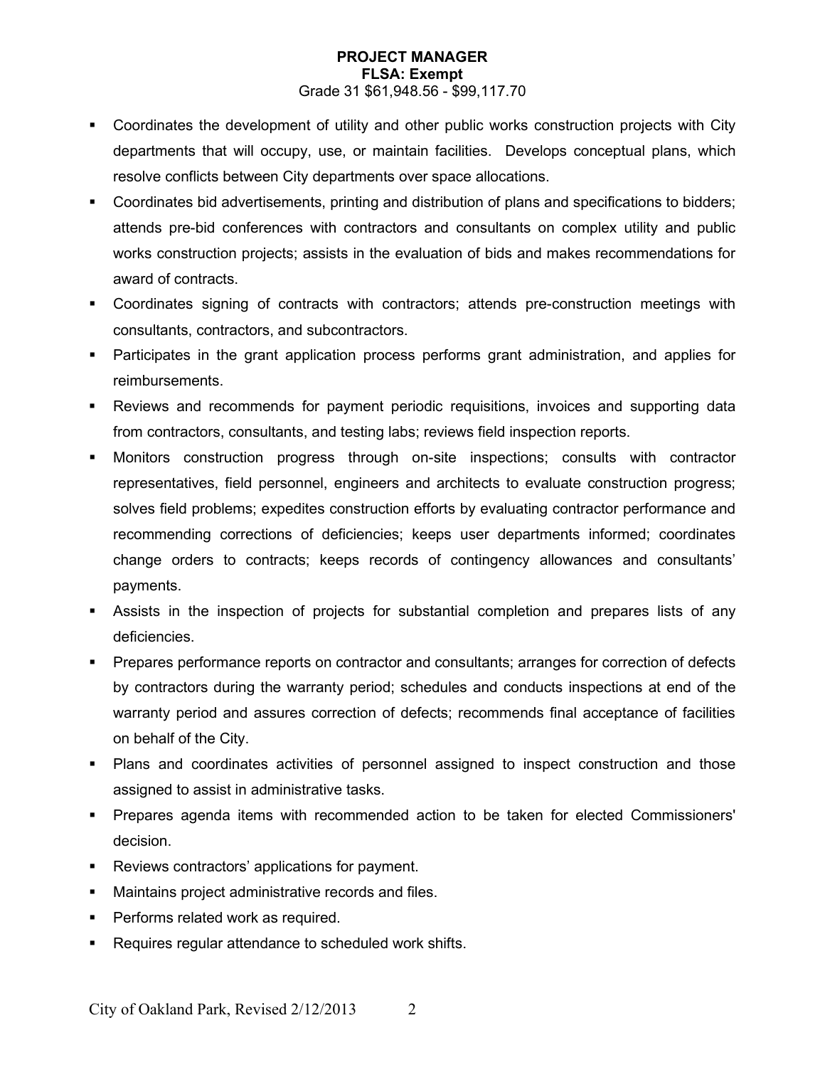**PROJECT MANAGER**
**FLSA: Exempt**
Grade 31 $61,948.56 - $99,117.70

- Coordinates the development of utility and other public works construction projects with City departments that will occupy, use, or maintain facilities. Develops conceptual plans, which resolve conflicts between City departments over space allocations.
- Coordinates bid advertisements, printing and distribution of plans and specifications to bidders; attends pre-bid conferences with contractors and consultants on complex utility and public works construction projects; assists in the evaluation of bids and makes recommendations for award of contracts.
- Coordinates signing of contracts with contractors; attends pre-construction meetings with consultants, contractors, and subcontractors.
- Participates in the grant application process performs grant administration, and applies for reimbursements.
- Reviews and recommends for payment periodic requisitions, invoices and supporting data from contractors, consultants, and testing labs; reviews field inspection reports.
- Monitors construction progress through on-site inspections; consults with contractor representatives, field personnel, engineers and architects to evaluate construction progress; solves field problems; expedites construction efforts by evaluating contractor performance and recommending corrections of deficiencies; keeps user departments informed; coordinates change orders to contracts; keeps records of contingency allowances and consultants' payments.
- Assists in the inspection of projects for substantial completion and prepares lists of any deficiencies.
- Prepares performance reports on contractor and consultants; arranges for correction of defects by contractors during the warranty period; schedules and conducts inspections at end of the warranty period and assures correction of defects; recommends final acceptance of facilities on behalf of the City.
- Plans and coordinates activities of personnel assigned to inspect construction and those assigned to assist in administrative tasks.
- Prepares agenda items with recommended action to be taken for elected Commissioners' decision.
- Reviews contractors' applications for payment.
- Maintains project administrative records and files.
- Performs related work as required.
- Requires regular attendance to scheduled work shifts.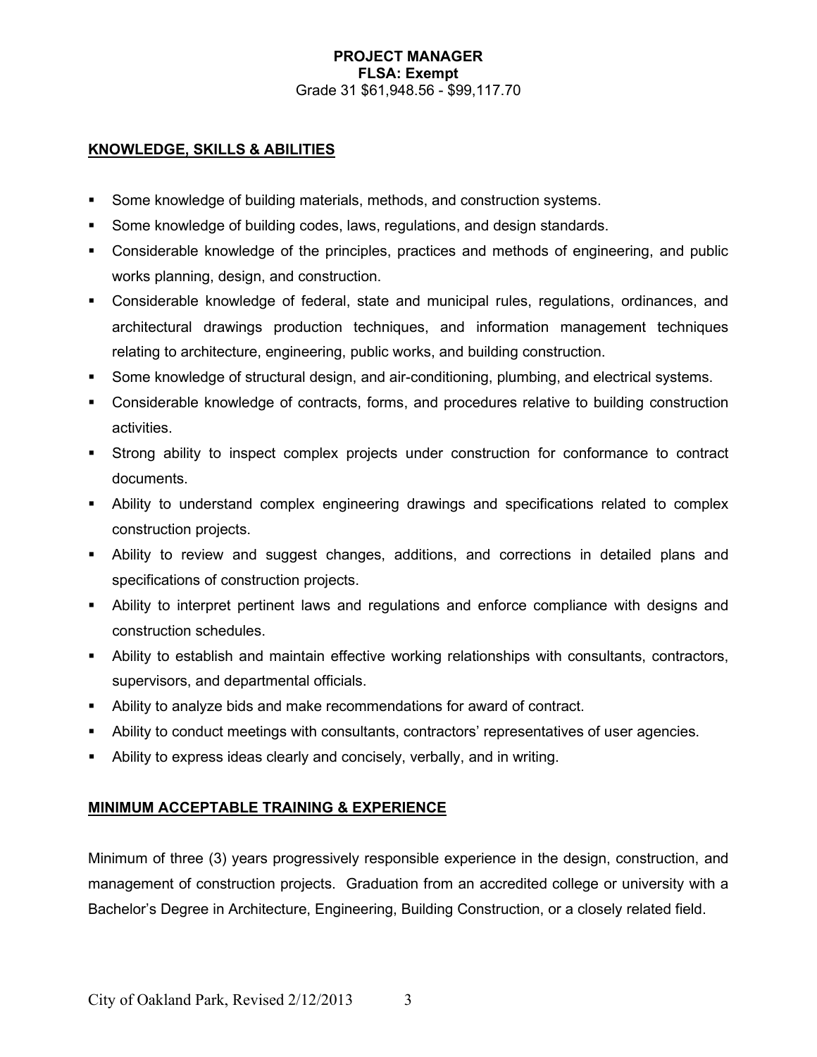**PROJECT MANAGER**
**FLSA: Exempt**
Grade 31 $61,948.56 - $99,117.70

## KNOWLEDGE, SKILLS & ABILITIES

- Some knowledge of building materials, methods, and construction systems.
- Some knowledge of building codes, laws, regulations, and design standards.
- Considerable knowledge of the principles, practices and methods of engineering, and public works planning, design, and construction.
- Considerable knowledge of federal, state and municipal rules, regulations, ordinances, and architectural drawings production techniques, and information management techniques relating to architecture, engineering, public works, and building construction.
- Some knowledge of structural design, and air-conditioning, plumbing, and electrical systems.
- Considerable knowledge of contracts, forms, and procedures relative to building construction activities.
- Strong ability to inspect complex projects under construction for conformance to contract documents.
- Ability to understand complex engineering drawings and specifications related to complex construction projects.
- Ability to review and suggest changes, additions, and corrections in detailed plans and specifications of construction projects.
- Ability to interpret pertinent laws and regulations and enforce compliance with designs and construction schedules.
- Ability to establish and maintain effective working relationships with consultants, contractors, supervisors, and departmental officials.
- Ability to analyze bids and make recommendations for award of contract.
- Ability to conduct meetings with consultants, contractors' representatives of user agencies.
- Ability to express ideas clearly and concisely, verbally, and in writing.

## MINIMUM ACCEPTABLE TRAINING & EXPERIENCE

Minimum of three (3) years progressively responsible experience in the design, construction, and management of construction projects. Graduation from an accredited college or university with a Bachelor's Degree in Architecture, Engineering, Building Construction, or a closely related field.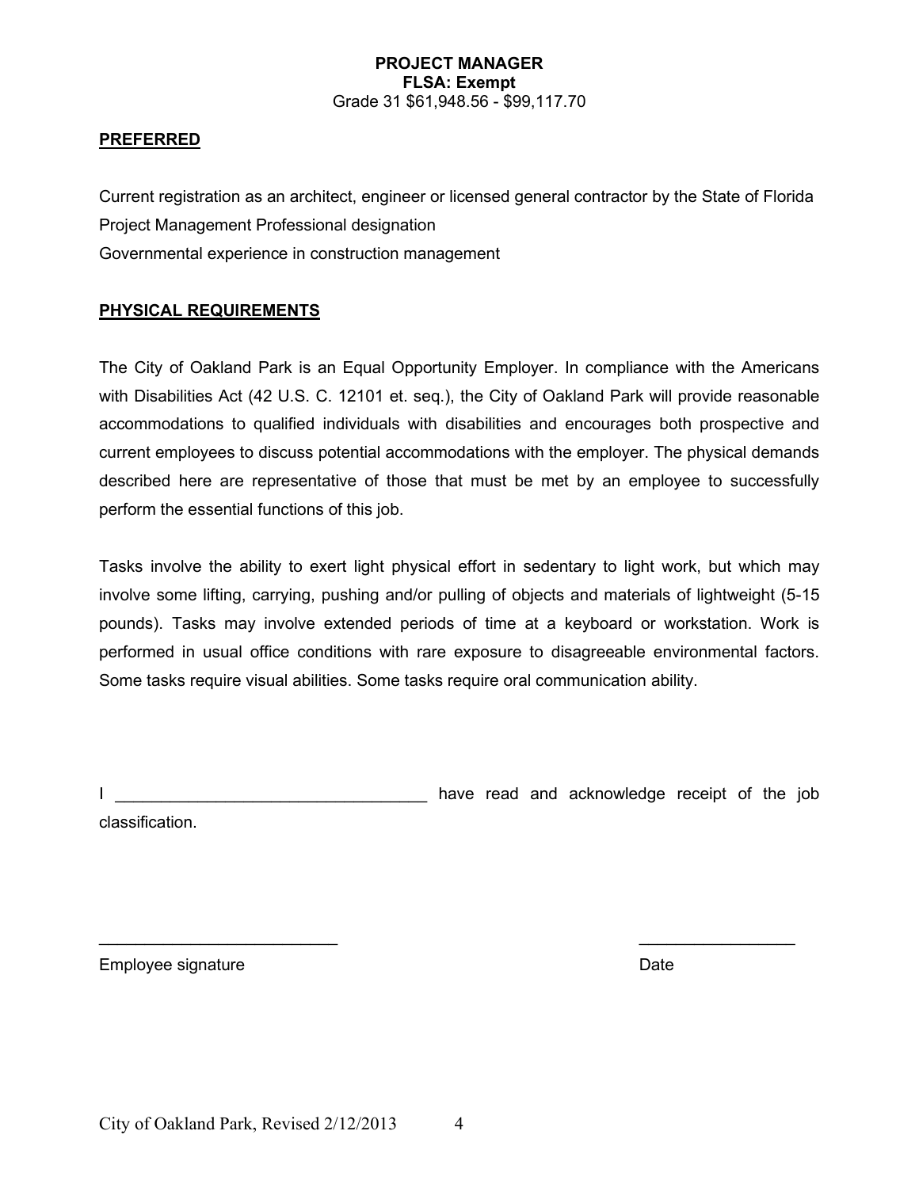**PROJECT MANAGER**
**FLSA: Exempt**
Grade 31 $61,948.56 - $99,117.70

## PREFERRED

Current registration as an architect, engineer or licensed general contractor by the State of Florida
Project Management Professional designation
Governmental experience in construction management

## PHYSICAL REQUIREMENTS

The City of Oakland Park is an Equal Opportunity Employer. In compliance with the Americans with Disabilities Act (42 U.S. C. 12101 et. seq.), the City of Oakland Park will provide reasonable accommodations to qualified individuals with disabilities and encourages both prospective and current employees to discuss potential accommodations with the employer. The physical demands described here are representative of those that must be met by an employee to successfully perform the essential functions of this job.

Tasks involve the ability to exert light physical effort in sedentary to light work, but which may involve some lifting, carrying, pushing and/or pulling of objects and materials of lightweight (5-15 pounds). Tasks may involve extended periods of time at a keyboard or workstation. Work is performed in usual office conditions with rare exposure to disagreeable environmental factors. Some tasks require visual abilities. Some tasks require oral communication ability.

I __________________________________ have read and acknowledge receipt of the job classification.

__________________________ _________________

Employee signature Date